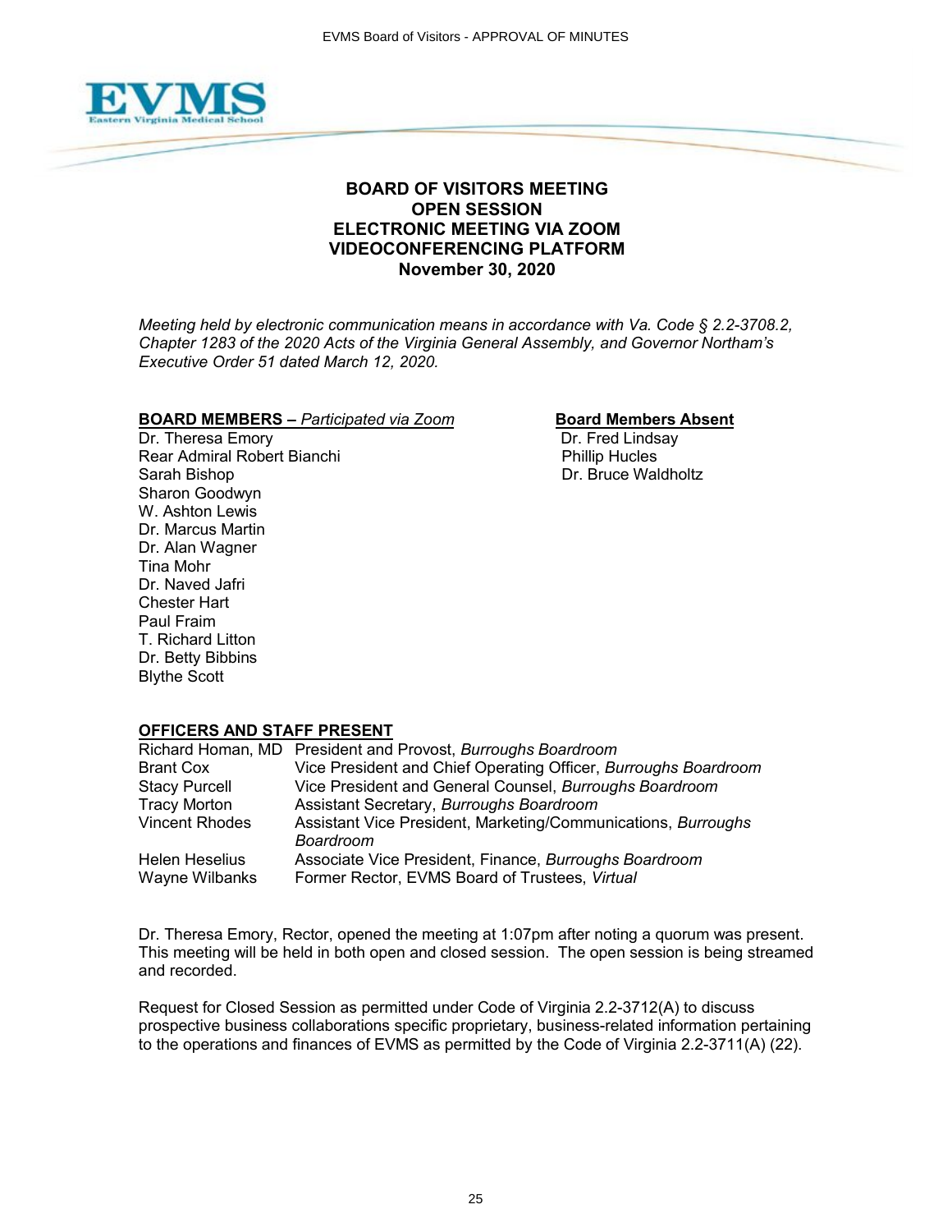# BOARD OF VISITORS MEETING
# OPEN SESSION
# ELECTRONIC MEETING VIA ZOOM VIDEOCONFERENCING PLATFORM
## November 30, 2020

*Meeting held by electronic communication means in accordance with Va. Code § 2.2-3708.2, Chapter 1283 of the 2020 Acts of the Virginia General Assembly, and Governor Northam's Executive Order 51 dated March 12, 2020.*

**BOARD MEMBERS –** *Participated via Zoom*

Dr. Theresa Emory
Rear Admiral Robert Bianchi
Sarah Bishop
Sharon Goodwyn
W. Ashton Lewis
Dr. Marcus Martin
Dr. Alan Wagner
Tina Mohr
Dr. Naved Jafri
Chester Hart
Paul Fraim
T. Richard Litton
Dr. Betty Bibbins
Blythe Scott

**Board Members Absent**

Dr. Fred Lindsay
Phillip Hucles
Dr. Bruce Waldholtz

**OFFICERS AND STAFF PRESENT**

| | |
|---|---|
| Richard Homan, MD | President and Provost, *Burroughs Boardroom* |
| Brant Cox | Vice President and Chief Operating Officer, *Burroughs Boardroom* |
| Stacy Purcell | Vice President and General Counsel, *Burroughs Boardroom* |
| Tracy Morton | Assistant Secretary, *Burroughs Boardroom* |
| Vincent Rhodes | Assistant Vice President, Marketing/Communications, *Burroughs Boardroom* |
| Helen Heselius | Associate Vice President, Finance, *Burroughs Boardroom* |
| Wayne Wilbanks | Former Rector, EVMS Board of Trustees, *Virtual* |

Dr. Theresa Emory, Rector, opened the meeting at 1:07pm after noting a quorum was present. This meeting will be held in both open and closed session. The open session is being streamed and recorded.

Request for Closed Session as permitted under Code of Virginia 2.2-3712(A) to discuss prospective business collaborations specific proprietary, business-related information pertaining to the operations and finances of EVMS as permitted by the Code of Virginia 2.2-3711(A) (22).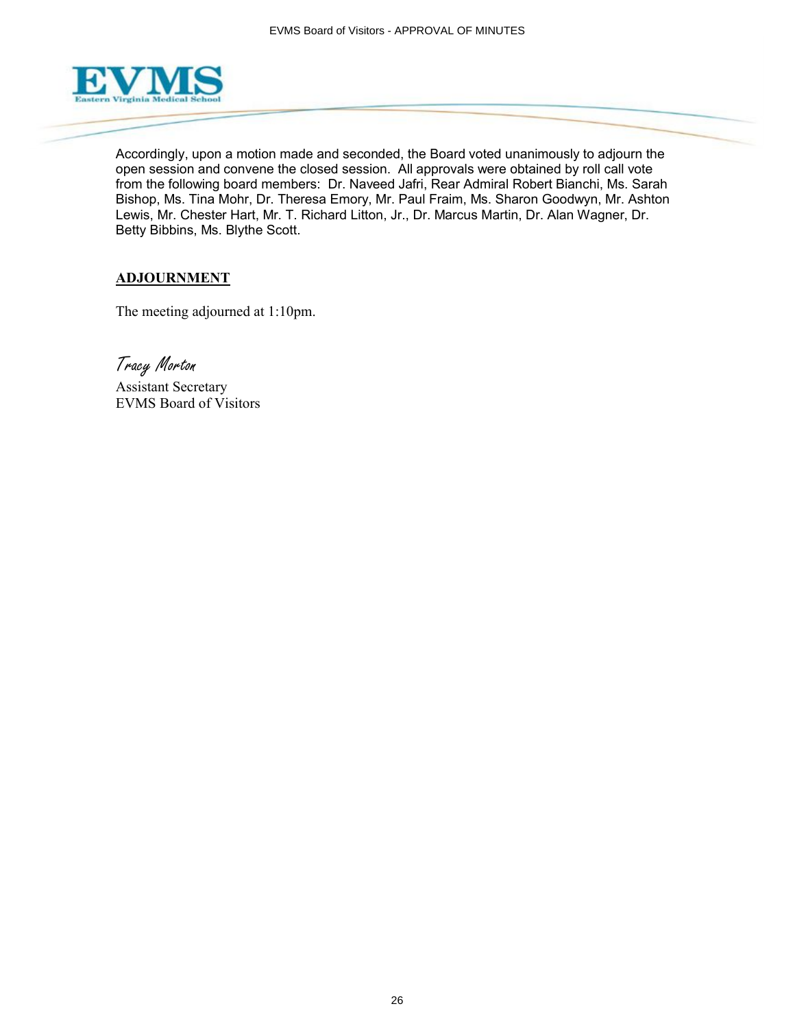Accordingly, upon a motion made and seconded, the Board voted unanimously to adjourn the open session and convene the closed session. All approvals were obtained by roll call vote from the following board members: Dr. Naveed Jafri, Rear Admiral Robert Bianchi, Ms. Sarah Bishop, Ms. Tina Mohr, Dr. Theresa Emory, Mr. Paul Fraim, Ms. Sharon Goodwyn, Mr. Ashton Lewis, Mr. Chester Hart, Mr. T. Richard Litton, Jr., Dr. Marcus Martin, Dr. Alan Wagner, Dr. Betty Bibbins, Ms. Blythe Scott.

## ADJOURNMENT

The meeting adjourned at 1:10pm.

*Tracy Morton*
Assistant Secretary
EVMS Board of Visitors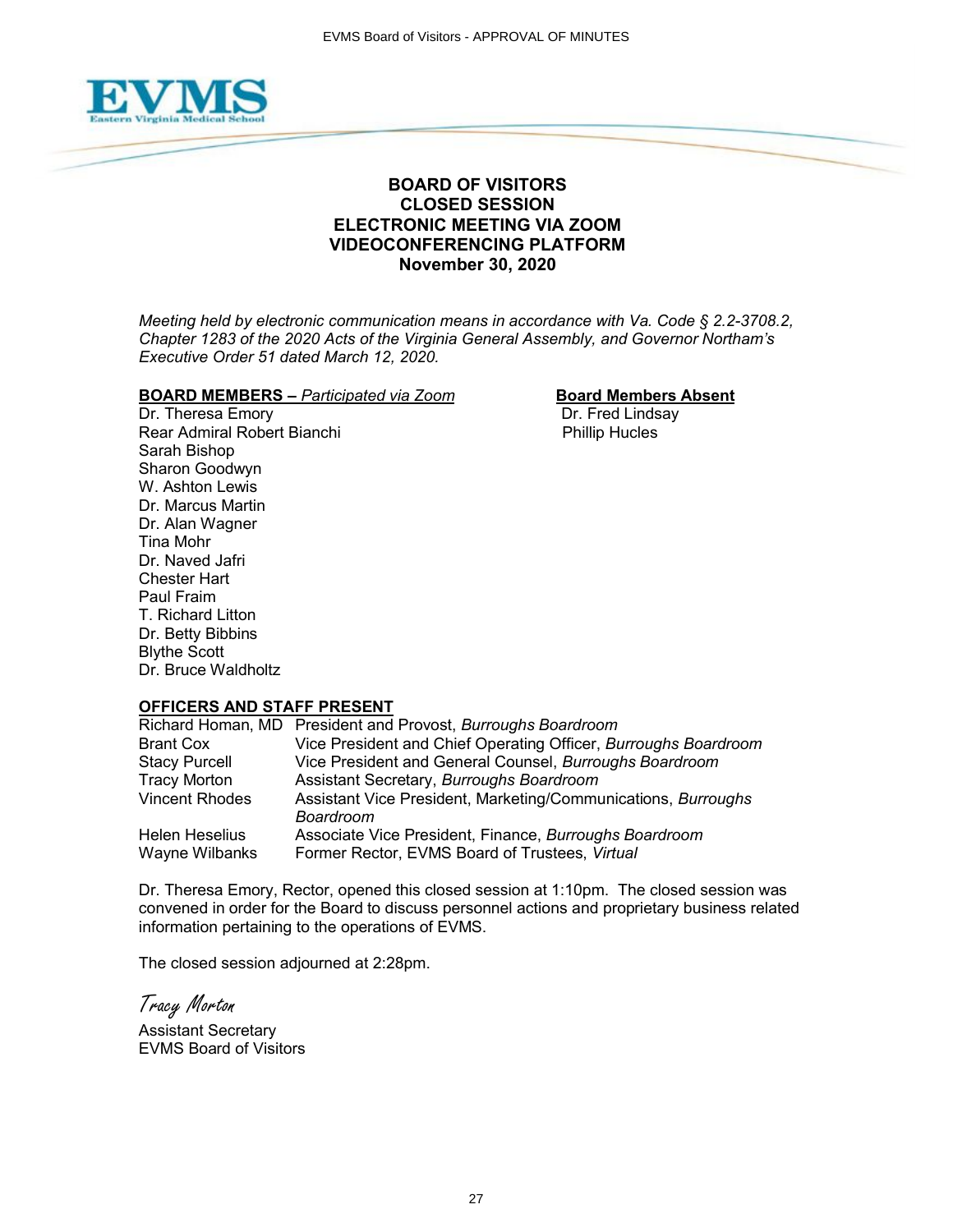# BOARD OF VISITORS
# CLOSED SESSION
# ELECTRONIC MEETING VIA ZOOM
# VIDEOCONFERENCING PLATFORM
# November 30, 2020

*Meeting held by electronic communication means in accordance with Va. Code § 2.2-3708.2, Chapter 1283 of the 2020 Acts of the Virginia General Assembly, and Governor Northam's Executive Order 51 dated March 12, 2020.*

**BOARD MEMBERS –** *Participated via Zoom*

Dr. Theresa Emory
Rear Admiral Robert Bianchi
Sarah Bishop
Sharon Goodwyn
W. Ashton Lewis
Dr. Marcus Martin
Dr. Alan Wagner
Tina Mohr
Dr. Naved Jafri
Chester Hart
Paul Fraim
T. Richard Litton
Dr. Betty Bibbins
Blythe Scott
Dr. Bruce Waldholtz

**Board Members Absent**

Dr. Fred Lindsay
Phillip Hucles

**OFFICERS AND STAFF PRESENT**

| | |
|---|---|
| Richard Homan, MD | President and Provost, *Burroughs Boardroom* |
| Brant Cox | Vice President and Chief Operating Officer, *Burroughs Boardroom* |
| Stacy Purcell | Vice President and General Counsel, *Burroughs Boardroom* |
| Tracy Morton | Assistant Secretary, *Burroughs Boardroom* |
| Vincent Rhodes | Assistant Vice President, Marketing/Communications, *Burroughs Boardroom* |
| Helen Heselius | Associate Vice President, Finance, *Burroughs Boardroom* |
| Wayne Wilbanks | Former Rector, EVMS Board of Trustees, *Virtual* |

Dr. Theresa Emory, Rector, opened this closed session at 1:10pm. The closed session was convened in order for the Board to discuss personnel actions and proprietary business related information pertaining to the operations of EVMS.

The closed session adjourned at 2:28pm.

*Tracy Morton*
Assistant Secretary
EVMS Board of Visitors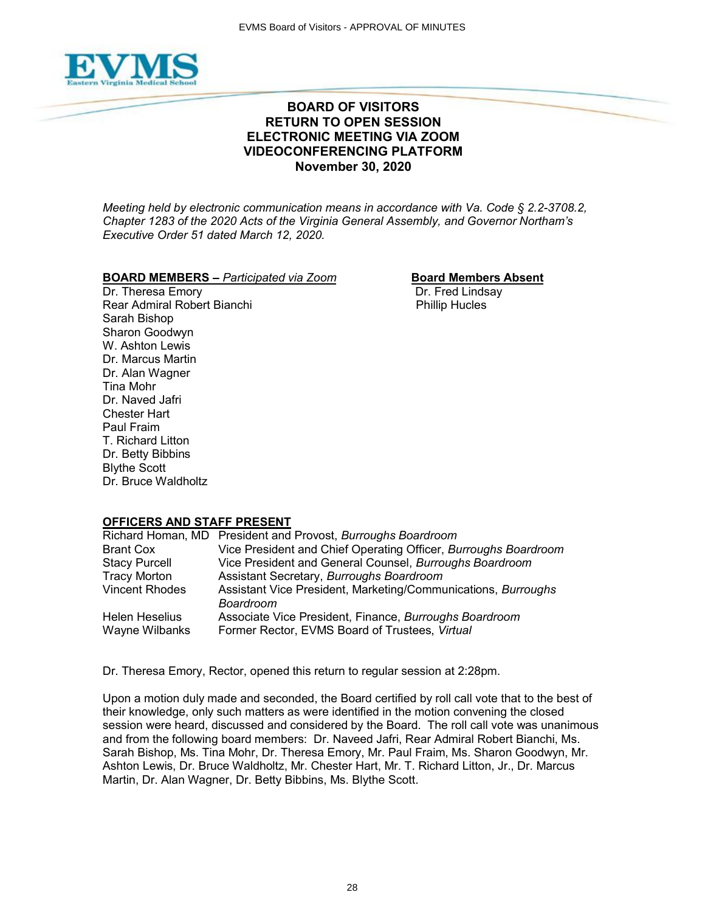# BOARD OF VISITORS
# RETURN TO OPEN SESSION
# ELECTRONIC MEETING VIA ZOOM VIDEOCONFERENCING PLATFORM
# November 30, 2020

*Meeting held by electronic communication means in accordance with Va. Code § 2.2-3708.2, Chapter 1283 of the 2020 Acts of the Virginia General Assembly, and Governor Northam's Executive Order 51 dated March 12, 2020.*

**BOARD MEMBERS –** ***Participated via Zoom***

Dr. Theresa Emory
Rear Admiral Robert Bianchi
Sarah Bishop
Sharon Goodwyn
W. Ashton Lewis
Dr. Marcus Martin
Dr. Alan Wagner
Tina Mohr
Dr. Naved Jafri
Chester Hart
Paul Fraim
T. Richard Litton
Dr. Betty Bibbins
Blythe Scott
Dr. Bruce Waldholtz

**Board Members Absent**

Dr. Fred Lindsay
Phillip Hucles

**OFFICERS AND STAFF PRESENT**

| | |
|---|---|
| Richard Homan, MD | President and Provost, *Burroughs Boardroom* |
| Brant Cox | Vice President and Chief Operating Officer, *Burroughs Boardroom* |
| Stacy Purcell | Vice President and General Counsel, *Burroughs Boardroom* |
| Tracy Morton | Assistant Secretary, *Burroughs Boardroom* |
| Vincent Rhodes | Assistant Vice President, Marketing/Communications, *Burroughs Boardroom* |
| Helen Heselius | Associate Vice President, Finance, *Burroughs Boardroom* |
| Wayne Wilbanks | Former Rector, EVMS Board of Trustees, *Virtual* |

Dr. Theresa Emory, Rector, opened this return to regular session at 2:28pm.

Upon a motion duly made and seconded, the Board certified by roll call vote that to the best of their knowledge, only such matters as were identified in the motion convening the closed session were heard, discussed and considered by the Board. The roll call vote was unanimous and from the following board members: Dr. Naveed Jafri, Rear Admiral Robert Bianchi, Ms. Sarah Bishop, Ms. Tina Mohr, Dr. Theresa Emory, Mr. Paul Fraim, Ms. Sharon Goodwyn, Mr. Ashton Lewis, Dr. Bruce Waldholtz, Mr. Chester Hart, Mr. T. Richard Litton, Jr., Dr. Marcus Martin, Dr. Alan Wagner, Dr. Betty Bibbins, Ms. Blythe Scott.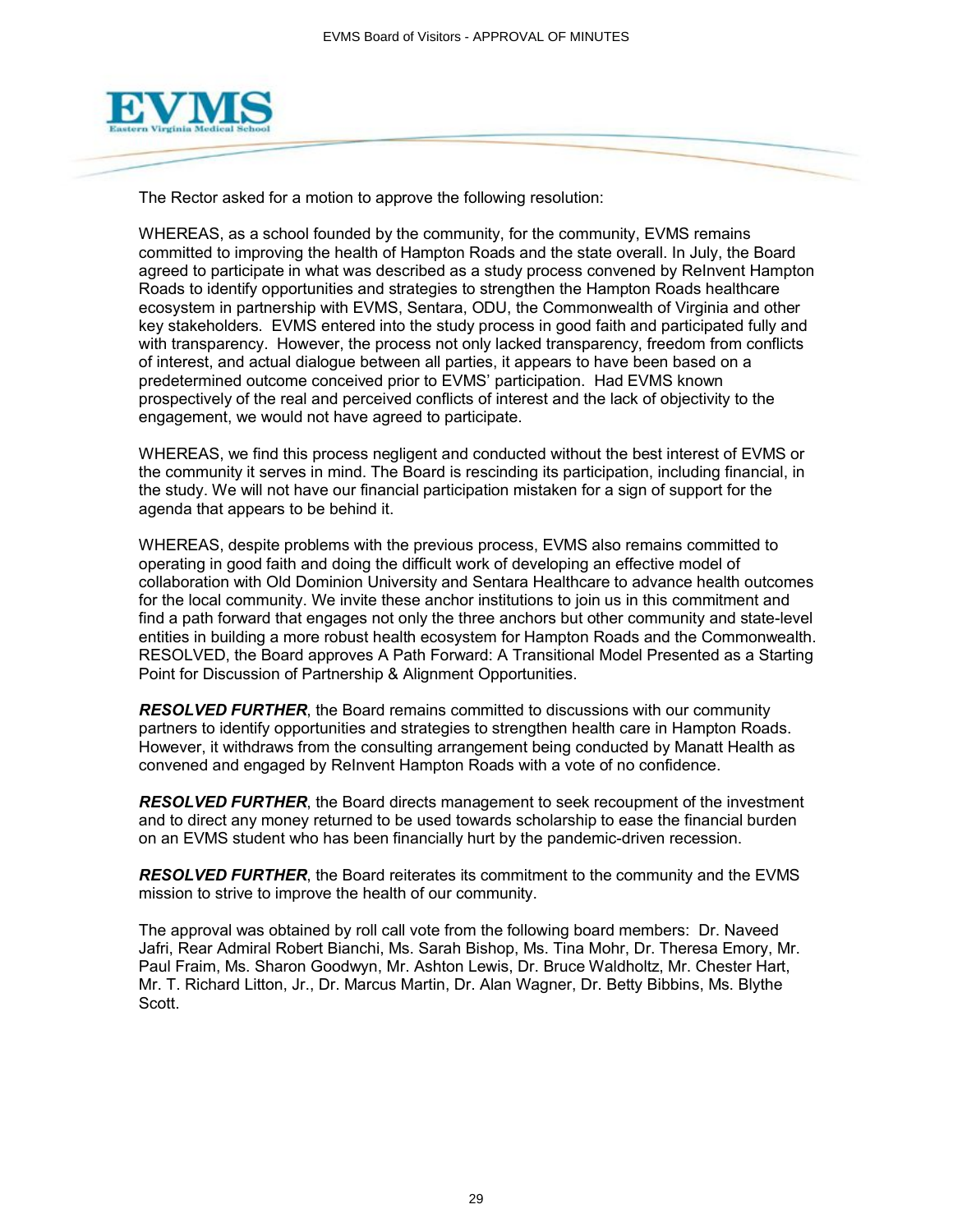The Rector asked for a motion to approve the following resolution:

WHEREAS, as a school founded by the community, for the community, EVMS remains committed to improving the health of Hampton Roads and the state overall. In July, the Board agreed to participate in what was described as a study process convened by ReInvent Hampton Roads to identify opportunities and strategies to strengthen the Hampton Roads healthcare ecosystem in partnership with EVMS, Sentara, ODU, the Commonwealth of Virginia and other key stakeholders. EVMS entered into the study process in good faith and participated fully and with transparency. However, the process not only lacked transparency, freedom from conflicts of interest, and actual dialogue between all parties, it appears to have been based on a predetermined outcome conceived prior to EVMS' participation. Had EVMS known prospectively of the real and perceived conflicts of interest and the lack of objectivity to the engagement, we would not have agreed to participate.

WHEREAS, we find this process negligent and conducted without the best interest of EVMS or the community it serves in mind. The Board is rescinding its participation, including financial, in the study. We will not have our financial participation mistaken for a sign of support for the agenda that appears to be behind it.

WHEREAS, despite problems with the previous process, EVMS also remains committed to operating in good faith and doing the difficult work of developing an effective model of collaboration with Old Dominion University and Sentara Healthcare to advance health outcomes for the local community. We invite these anchor institutions to join us in this commitment and find a path forward that engages not only the three anchors but other community and state-level entities in building a more robust health ecosystem for Hampton Roads and the Commonwealth. RESOLVED, the Board approves A Path Forward: A Transitional Model Presented as a Starting Point for Discussion of Partnership & Alignment Opportunities.

***RESOLVED FURTHER***, the Board remains committed to discussions with our community partners to identify opportunities and strategies to strengthen health care in Hampton Roads. However, it withdraws from the consulting arrangement being conducted by Manatt Health as convened and engaged by ReInvent Hampton Roads with a vote of no confidence.

***RESOLVED FURTHER***, the Board directs management to seek recoupment of the investment and to direct any money returned to be used towards scholarship to ease the financial burden on an EVMS student who has been financially hurt by the pandemic-driven recession.

***RESOLVED FURTHER***, the Board reiterates its commitment to the community and the EVMS mission to strive to improve the health of our community.

The approval was obtained by roll call vote from the following board members: Dr. Naveed Jafri, Rear Admiral Robert Bianchi, Ms. Sarah Bishop, Ms. Tina Mohr, Dr. Theresa Emory, Mr. Paul Fraim, Ms. Sharon Goodwyn, Mr. Ashton Lewis, Dr. Bruce Waldholtz, Mr. Chester Hart, Mr. T. Richard Litton, Jr., Dr. Marcus Martin, Dr. Alan Wagner, Dr. Betty Bibbins, Ms. Blythe Scott.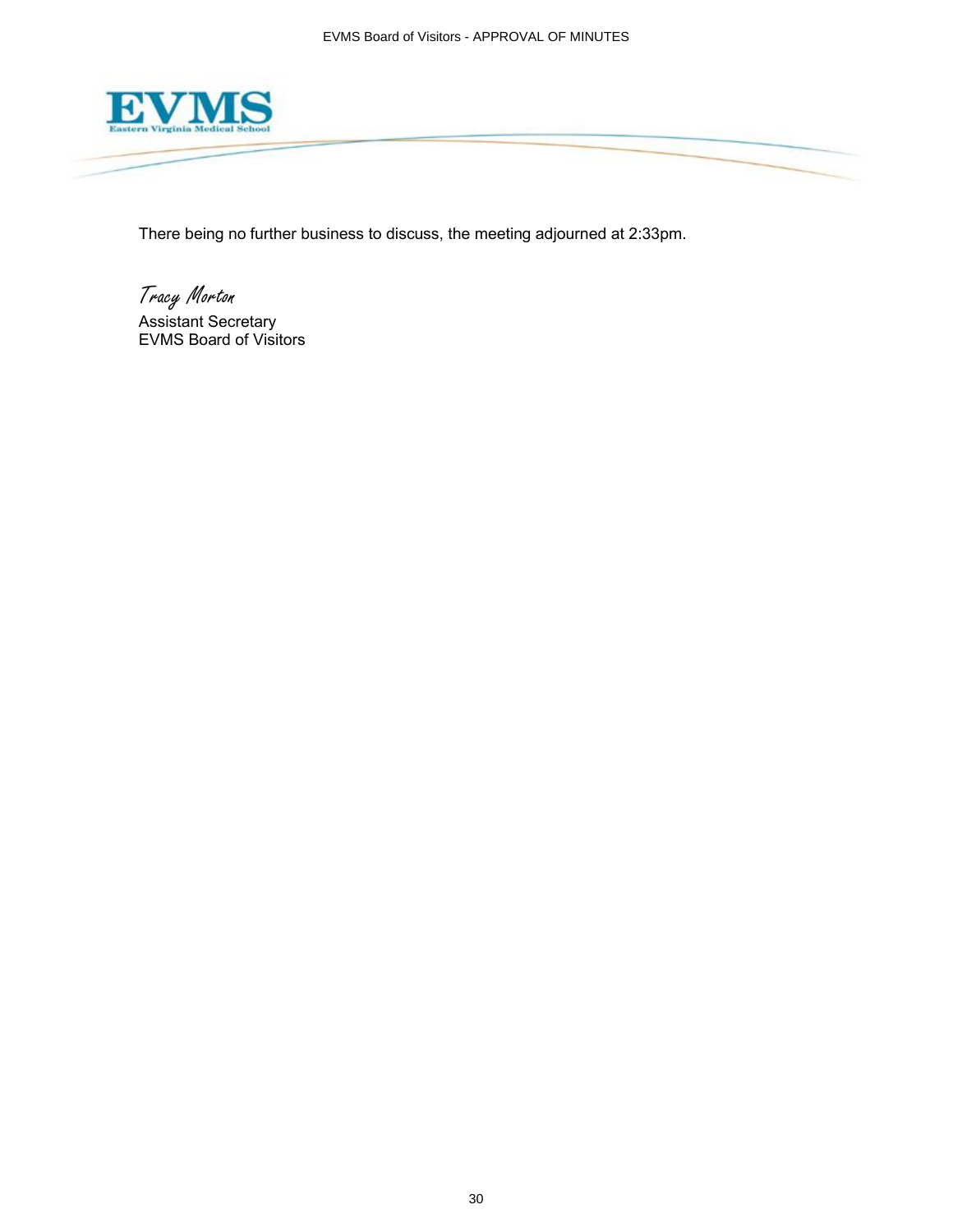There being no further business to discuss, the meeting adjourned at 2:33pm.

*Tracy Morton*

Assistant Secretary
EVMS Board of Visitors